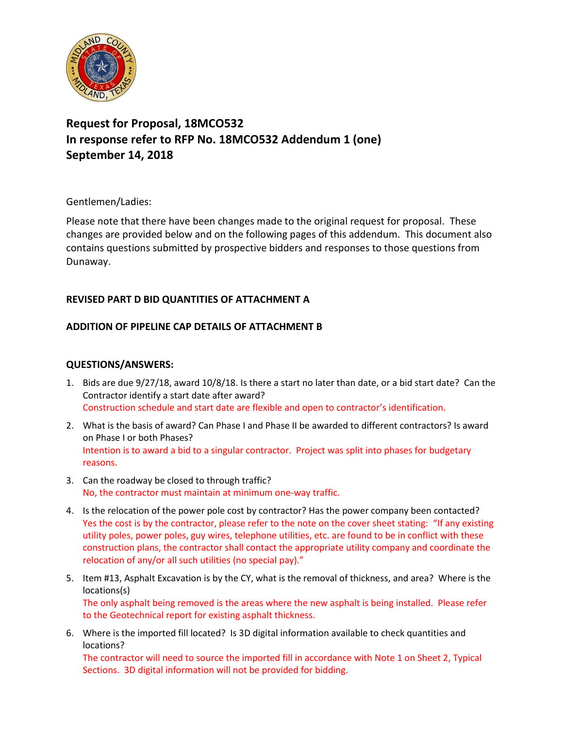# Request for Proposal, 18MCO532
# In response refer to RFP No. 18MCO532 Addendum 1 (one)
# September 14, 2018

Gentlemen/Ladies:

Please note that there have been changes made to the original request for proposal. These changes are provided below and on the following pages of this addendum. This document also contains questions submitted by prospective bidders and responses to those questions from Dunaway.

**REVISED PART D BID QUANTITIES OF ATTACHMENT A**

**ADDITION OF PIPELINE CAP DETAILS OF ATTACHMENT B**

**QUESTIONS/ANSWERS:**

1. Bids are due 9/27/18, award 10/8/18. Is there a start no later than date, or a bid start date? Can the Contractor identify a start date after award?
   Construction schedule and start date are flexible and open to contractor's identification.
2. What is the basis of award? Can Phase I and Phase II be awarded to different contractors? Is award on Phase I or both Phases?
   Intention is to award a bid to a singular contractor. Project was split into phases for budgetary reasons.
3. Can the roadway be closed to through traffic?
   No, the contractor must maintain at minimum one-way traffic.
4. Is the relocation of the power pole cost by contractor? Has the power company been contacted?
   Yes the cost is by the contractor, please refer to the note on the cover sheet stating: "If any existing utility poles, power poles, guy wires, telephone utilities, etc. are found to be in conflict with these construction plans, the contractor shall contact the appropriate utility company and coordinate the relocation of any/or all such utilities (no special pay)."
5. Item #13, Asphalt Excavation is by the CY, what is the removal of thickness, and area? Where is the locations(s)
   The only asphalt being removed is the areas where the new asphalt is being installed. Please refer to the Geotechnical report for existing asphalt thickness.
6. Where is the imported fill located? Is 3D digital information available to check quantities and locations?
   The contractor will need to source the imported fill in accordance with Note 1 on Sheet 2, Typical Sections. 3D digital information will not be provided for bidding.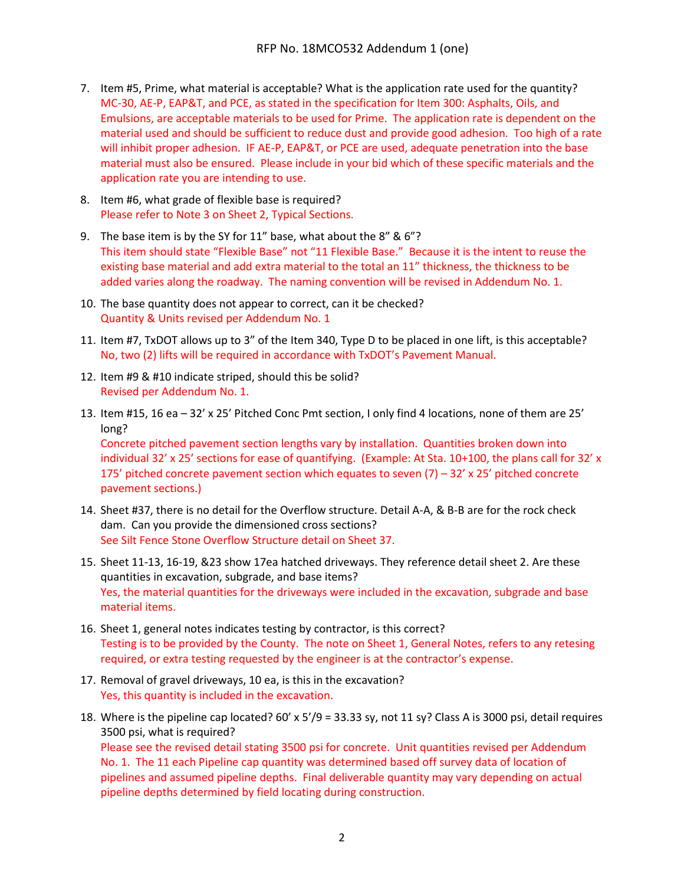RFP No. 18MCO532 Addendum 1 (one)

7. Item #5, Prime, what material is acceptable? What is the application rate used for the quantity?
   MC-30, AE-P, EAP&T, and PCE, as stated in the specification for Item 300: Asphalts, Oils, and Emulsions, are acceptable materials to be used for Prime. The application rate is dependent on the material used and should be sufficient to reduce dust and provide good adhesion. Too high of a rate will inhibit proper adhesion. IF AE-P, EAP&T, or PCE are used, adequate penetration into the base material must also be ensured. Please include in your bid which of these specific materials and the application rate you are intending to use.

8. Item #6, what grade of flexible base is required?
   Please refer to Note 3 on Sheet 2, Typical Sections.

9. The base item is by the SY for 11" base, what about the 8" & 6"?
   This item should state "Flexible Base" not "11 Flexible Base." Because it is the intent to reuse the existing base material and add extra material to the total an 11" thickness, the thickness to be added varies along the roadway. The naming convention will be revised in Addendum No. 1.

10. The base quantity does not appear to correct, can it be checked?
    Quantity & Units revised per Addendum No. 1

11. Item #7, TxDOT allows up to 3" of the Item 340, Type D to be placed in one lift, is this acceptable?
    No, two (2) lifts will be required in accordance with TxDOT's Pavement Manual.

12. Item #9 & #10 indicate striped, should this be solid?
    Revised per Addendum No. 1.

13. Item #15, 16 ea – 32' x 25' Pitched Conc Pmt section, I only find 4 locations, none of them are 25' long?
    Concrete pitched pavement section lengths vary by installation. Quantities broken down into individual 32' x 25' sections for ease of quantifying. (Example: At Sta. 10+100, the plans call for 32' x 175' pitched concrete pavement section which equates to seven (7) – 32' x 25' pitched concrete pavement sections.)

14. Sheet #37, there is no detail for the Overflow structure. Detail A-A, & B-B are for the rock check dam. Can you provide the dimensioned cross sections?
    See Silt Fence Stone Overflow Structure detail on Sheet 37.

15. Sheet 11-13, 16-19, &23 show 17ea hatched driveways. They reference detail sheet 2. Are these quantities in excavation, subgrade, and base items?
    Yes, the material quantities for the driveways were included in the excavation, subgrade and base material items.

16. Sheet 1, general notes indicates testing by contractor, is this correct?
    Testing is to be provided by the County. The note on Sheet 1, General Notes, refers to any retesing required, or extra testing requested by the engineer is at the contractor's expense.

17. Removal of gravel driveways, 10 ea, is this in the excavation?
    Yes, this quantity is included in the excavation.

18. Where is the pipeline cap located? 60' x 5'/9 = 33.33 sy, not 11 sy? Class A is 3000 psi, detail requires 3500 psi, what is required?
    Please see the revised detail stating 3500 psi for concrete. Unit quantities revised per Addendum No. 1. The 11 each Pipeline cap quantity was determined based off survey data of location of pipelines and assumed pipeline depths. Final deliverable quantity may vary depending on actual pipeline depths determined by field locating during construction.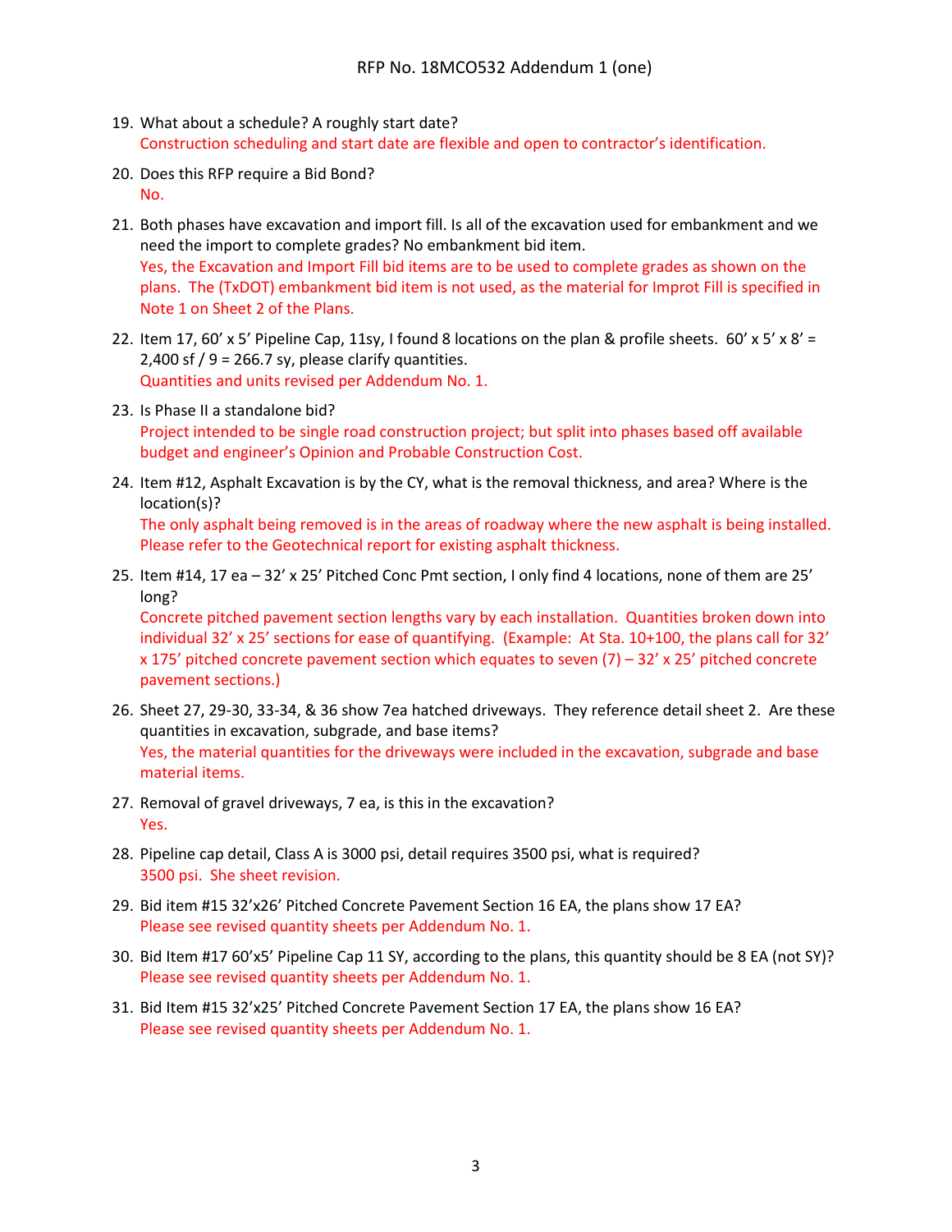19. What about a schedule? A roughly start date?
    Construction scheduling and start date are flexible and open to contractor's identification.

20. Does this RFP require a Bid Bond?
    No.

21. Both phases have excavation and import fill. Is all of the excavation used for embankment and we need the import to complete grades? No embankment bid item.
    Yes, the Excavation and Import Fill bid items are to be used to complete grades as shown on the plans. The (TxDOT) embankment bid item is not used, as the material for Improt Fill is specified in Note 1 on Sheet 2 of the Plans.

22. Item 17, 60' x 5' Pipeline Cap, 11sy, I found 8 locations on the plan & profile sheets. 60' x 5' x 8' = 2,400 sf / 9 = 266.7 sy, please clarify quantities.
    Quantities and units revised per Addendum No. 1.

23. Is Phase II a standalone bid?
    Project intended to be single road construction project; but split into phases based off available budget and engineer's Opinion and Probable Construction Cost.

24. Item #12, Asphalt Excavation is by the CY, what is the removal thickness, and area? Where is the location(s)?
    The only asphalt being removed is in the areas of roadway where the new asphalt is being installed. Please refer to the Geotechnical report for existing asphalt thickness.

25. Item #14, 17 ea – 32' x 25' Pitched Conc Pmt section, I only find 4 locations, none of them are 25' long?
    Concrete pitched pavement section lengths vary by each installation. Quantities broken down into individual 32' x 25' sections for ease of quantifying. (Example: At Sta. 10+100, the plans call for 32' x 175' pitched concrete pavement section which equates to seven (7) – 32' x 25' pitched concrete pavement sections.)

26. Sheet 27, 29-30, 33-34, & 36 show 7ea hatched driveways. They reference detail sheet 2. Are these quantities in excavation, subgrade, and base items?
    Yes, the material quantities for the driveways were included in the excavation, subgrade and base material items.

27. Removal of gravel driveways, 7 ea, is this in the excavation?
    Yes.

28. Pipeline cap detail, Class A is 3000 psi, detail requires 3500 psi, what is required?
    3500 psi. She sheet revision.

29. Bid item #15 32'x26' Pitched Concrete Pavement Section 16 EA, the plans show 17 EA?
    Please see revised quantity sheets per Addendum No. 1.

30. Bid Item #17 60'x5' Pipeline Cap 11 SY, according to the plans, this quantity should be 8 EA (not SY)?
    Please see revised quantity sheets per Addendum No. 1.

31. Bid Item #15 32'x25' Pitched Concrete Pavement Section 17 EA, the plans show 16 EA?
    Please see revised quantity sheets per Addendum No. 1.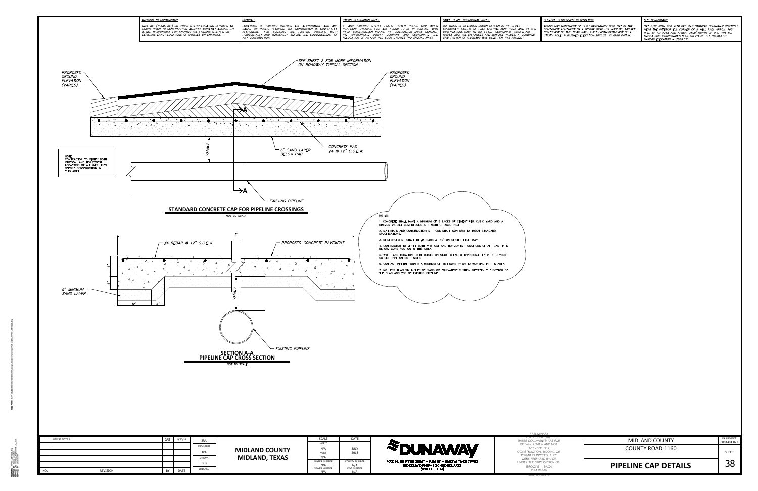**WARNING TO CONTRACTOR:**

CALL 811 (TEXAS 811) OR OTHER UTILITY LOCATING SERVICES 48 HOURS PRIOR TO CONSTRUCTION ACTIVITY. DUNAWAY ASSOC., L.P. IS NOT RESPONSIBLE FOR KNOWING ALL EXISTING UTILITIES OR DEPICTING EXACT LOCATIONS OF UTILITIES ON DRAWINGS.

**CRITICAL:**

LOCATIONS OF EXISTING UTILITIES ARE APPROXIMATE AND ARE BASED ON PUBLIC RECORDS. THE CONTRACTOR IS COMPLETELY RESPONSIBLE FOR LOCATING ALL EXISTING UTILITIES, BOTH HORIZONTALLY AND VERTICALLY, BEFORE THE COMMENCEMENT OF ANY CONSTRUCTION.

**UTILITY RELOCATION NOTE:**

IF ANY EXISTING UTILITY POLES, POWER POLES, GUY WIRES TELEPHONE UTILITIES, ETC. ARE FOUND TO BE IN CONFLICT WITH THESE CONSTRUCTION PLANS, THE CONTRACTOR SHALL CONTACT THE APPROPRIATE UTILITY COMPANY AND COORDINATE THE RELOCATION OF ANY/OR ALL SUCH UTILITIES (NO SPECIAL PAY).

**STATE PLANE COORDINATE NOTE:**

THE BASIS OF BEARINGS SHOWN HEREON IS THE TEXAS COORDINATE SYSTEM OF 1983, CENTRAL ZONE 4203, AND BY GPS OBSERVATIONS MADE IN THE FIELD. COORDINATE VALUES ARE NAD83 GRID. ALL DISTANCES ARE SURFACE VALUES. A COMBINED GRID FACTOR OF 0.999899 WAS USED FOR THIS PROJECT.

**OFF-SITE BENCHMARK INFORMATION:**

FOUND NGS MONUMENT "Z 1451" BENCHMARK DISC SET IN THE SOUTHEAST ABUTMENT OF A BRIDGE OVER U.S. HWY 80, 148.5FT NORTHEAST OF THE NEAR RAIL, 9.3FT EAST-SOUTHEAST OF A UTILITY POLE. PUBLISHED ELEVATION 2875.28' NAVD88 DATUM.

**SITE BENCHMARK:**

SET 5/8" IRON ROD WITH RED CAP STAMPED "DUNAWAY CONTROL" NEAR THE INTERIOR ELL CORNER OF A WELL PAD, APROX. 765' WEST OF FM 1788 AND APPROX. 3400' NORTH OF U.S. HWY 80. NAD83 GRID COORDINATES:N:10,370,711.46' E:1,709,814.32' NAVD88 ELEVATION = 2889.37'

PROPOSED GROUND ELEVATION (VARIES)

SEE SHEET 2 FOR MORE INFORMATION ON ROADWAY TYPICAL SECTION

PROPOSED GROUND ELEVATION (VARIES)

NOTE:
CONTRACTOR TO VERIFY BOTH VERTICAL AND HORIZONTAL LOCATIONS OF ALL GAS LINES BEFORE CONSTRUCTION IN THIS AREA.

VARIES

6" SAND LAYER BELOW PAD

CONCRETE PAD #4 @ 12" O.C.E.W.

EXISTING PIPELINE

## STANDARD CONCRETE CAP FOR PIPELINE CROSSINGS

NOT TO SCALE

5'

#4 REBAR @ 12" O.C.E.W.

PROPOSED CONCRETE PAVEMENT

6"

6"

6" MINIMUM SAND LAYER

12"

6"

VARIES

EXISTING PIPELINE

## SECTION A-A
## PIPELINE CAP CROSS SECTION

NOT TO SCALE

NOTES:

1. CONCRETE SHALL HAVE A MINIMUM OF 5 SACKS OF CEMENT PER CUBIC YARD AND A MINIMUM 28 DAY COMPRESSION STRENGTH OF 3500 P.S.I.
2. MATERIALS AND CONSTRUCTION METHODS SHALL CONFORM TO TXDOT STANDARD SPECIFICATIONS.
3. REINFORCEMENT SHALL BE #4 BARS AT 12" ON CENTER EACH WAY.
4. CONTRACTOR TO VERIFY BOTH VERTICAL AND HORIZONTAL LOCATIONS OF ALL GAS LINES BEFORE CONSTRUCTION IN THIS AREA.
5. WIDTH AND LOCATION TO BE BASED ON SLAB EXTENDED APPROXIMATELY 2'-6" BEYOND OUTSIDE PIPE ON BOTH SIDES
6. CONTACT PIPELINE OWNER A MINIMUM OF 48 HOURS PRIOR TO WORKING IN THIS AREA.
7. NO LESS THAN SIX INCHES OF SAND OR EQUIVALENT CUSHION BETWEEN THE BOTTOM OF THE SLAB AND TOP OF EXISTING PIPELINE.

| NO. | REVISION | BY | DATE |
|---|---|---|---|
| 1 | REVISE NOTE 1 | JAS | 9/20/18 |

DESIGNED: JRA
DRAWN: JRA
CHECKED: BIB

**MIDLAND COUNTY**
**MIDLAND, TEXAS**

| SCALE | DATE |
|---|---|
| HORIZ N/A | JULY 2018 |
| VERT N/A | |
| WATER NUMBER N/A | COUNTY NUMBER N/A |
| SEWER NUMBER N/A | DOE NUMBER N/A |

**DUNAWAY**

4000 N. Big Spring Street - Suite 101 - Midland, Texas 79705
Tel: 432.699.4500 • Fax: 432.682.7725
(TX REG. F-1114)

PRELIMINARY
FOR REVIEW ONLY
THESE DOCUMENTS ARE FOR DESIGN REVIEW AND NOT INTENDED FOR CONSTRUCTION, BIDDING OR PERMIT PURPOSES. THEY WERE PREPARED BY, OR UNDER THE SUPERVISION OF:
BROOKS I. BACA
P.E.# 95560

MIDLAND COUNTY
COUNTY ROAD 1160

**PIPELINE CAP DETAILS**

DA PROJECT B001484.021

SHEET 38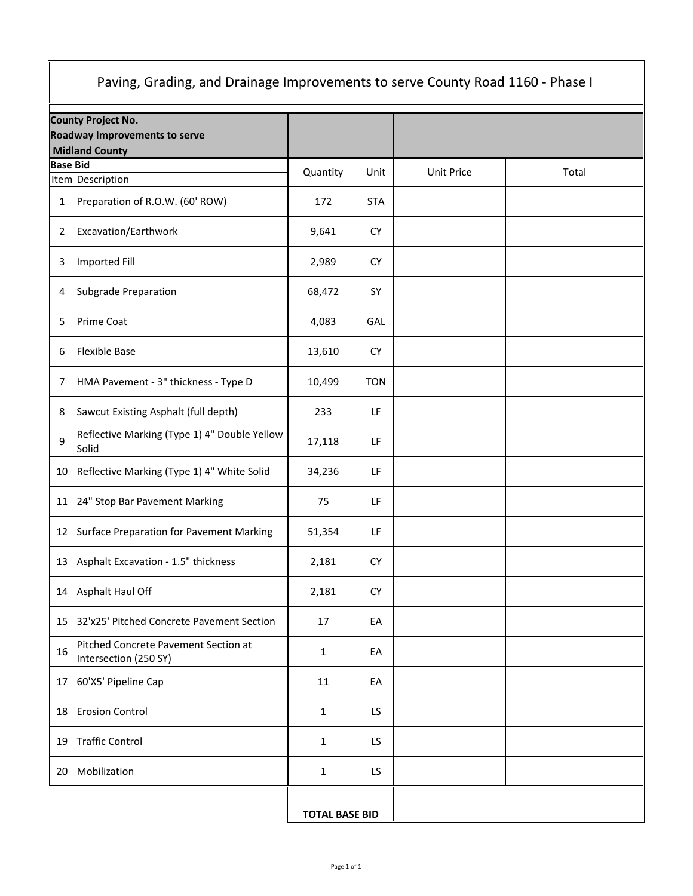# Paving, Grading, and Drainage Improvements to serve County Road 1160 - Phase I

| **County Project No.**<br>**Roadway Improvements to serve**<br>**Midland County** | | | | | |
|---|---|---|---|---|---|
| **Base Bid** | | | | | |
| Item | Description | Quantity | Unit | Unit Price | Total |
| 1 | Preparation of R.O.W. (60' ROW) | 172 | STA | | |
| 2 | Excavation/Earthwork | 9,641 | CY | | |
| 3 | Imported Fill | 2,989 | CY | | |
| 4 | Subgrade Preparation | 68,472 | SY | | |
| 5 | Prime Coat | 4,083 | GAL | | |
| 6 | Flexible Base | 13,610 | CY | | |
| 7 | HMA Pavement - 3" thickness - Type D | 10,499 | TON | | |
| 8 | Sawcut Existing Asphalt (full depth) | 233 | LF | | |
| 9 | Reflective Marking (Type 1) 4" Double Yellow Solid | 17,118 | LF | | |
| 10 | Reflective Marking (Type 1) 4" White Solid | 34,236 | LF | | |
| 11 | 24" Stop Bar Pavement Marking | 75 | LF | | |
| 12 | Surface Preparation for Pavement Marking | 51,354 | LF | | |
| 13 | Asphalt Excavation - 1.5" thickness | 2,181 | CY | | |
| 14 | Asphalt Haul Off | 2,181 | CY | | |
| 15 | 32'x25' Pitched Concrete Pavement Section | 17 | EA | | |
| 16 | Pitched Concrete Pavement Section at Intersection (250 SY) | 1 | EA | | |
| 17 | 60'X5' Pipeline Cap | 11 | EA | | |
| 18 | Erosion Control | 1 | LS | | |
| 19 | Traffic Control | 1 | LS | | |
| 20 | Mobilization | 1 | LS | | |
| | | **TOTAL BASE BID** | | | |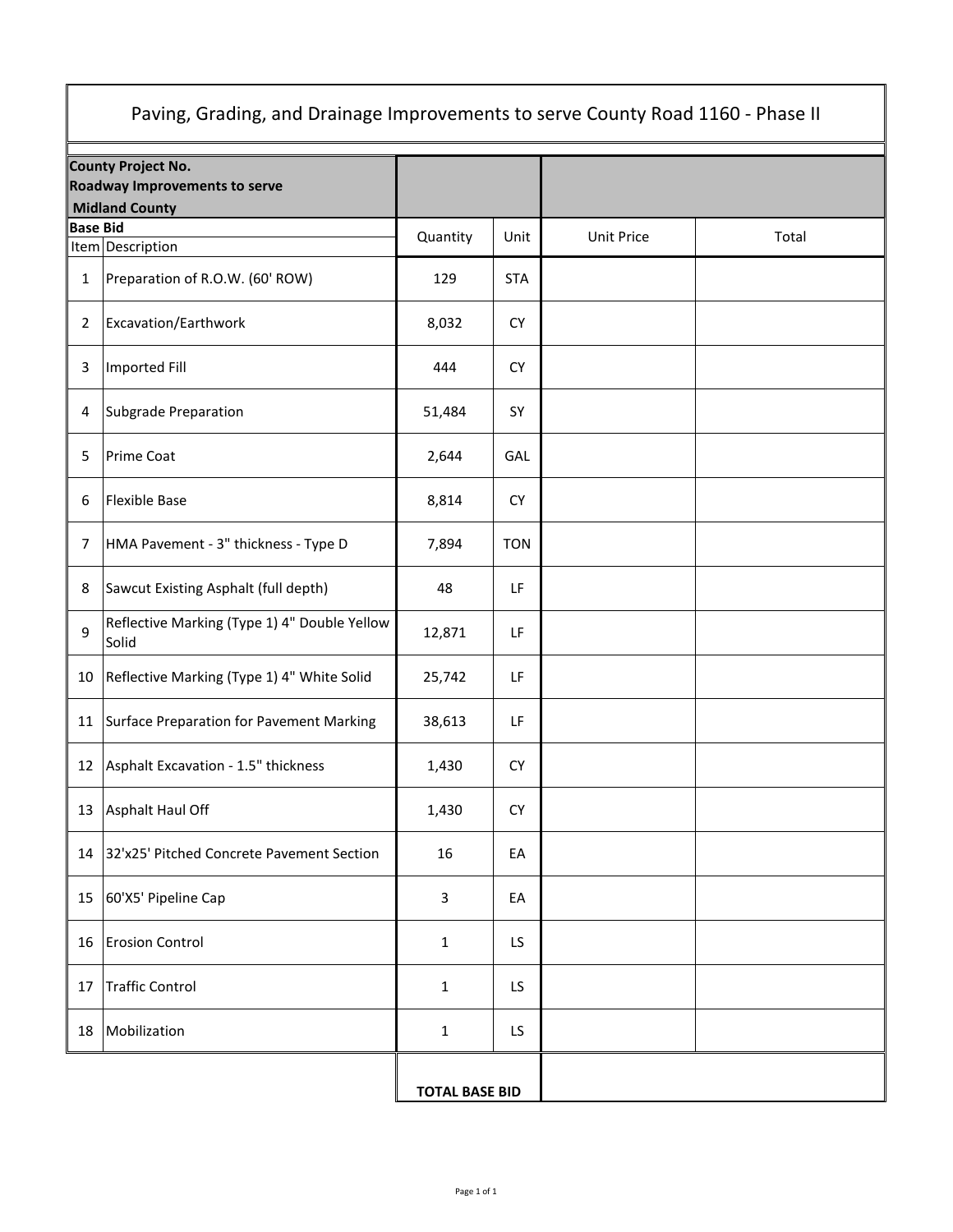# Paving, Grading, and Drainage Improvements to serve County Road 1160 - Phase II

**County Project No.**
**Roadway Improvements to serve**
**Midland County**

| **Base Bid** Item | Description | Quantity | Unit | Unit Price | Total |
|---|---|---|---|---|---|
| 1 | Preparation of R.O.W. (60' ROW) | 129 | STA | | |
| 2 | Excavation/Earthwork | 8,032 | CY | | |
| 3 | Imported Fill | 444 | CY | | |
| 4 | Subgrade Preparation | 51,484 | SY | | |
| 5 | Prime Coat | 2,644 | GAL | | |
| 6 | Flexible Base | 8,814 | CY | | |
| 7 | HMA Pavement - 3" thickness - Type D | 7,894 | TON | | |
| 8 | Sawcut Existing Asphalt (full depth) | 48 | LF | | |
| 9 | Reflective Marking (Type 1) 4" Double Yellow Solid | 12,871 | LF | | |
| 10 | Reflective Marking (Type 1) 4" White Solid | 25,742 | LF | | |
| 11 | Surface Preparation for Pavement Marking | 38,613 | LF | | |
| 12 | Asphalt Excavation - 1.5" thickness | 1,430 | CY | | |
| 13 | Asphalt Haul Off | 1,430 | CY | | |
| 14 | 32'x25' Pitched Concrete Pavement Section | 16 | EA | | |
| 15 | 60'X5' Pipeline Cap | 3 | EA | | |
| 16 | Erosion Control | 1 | LS | | |
| 17 | Traffic Control | 1 | LS | | |
| 18 | Mobilization | 1 | LS | | |
| | | **TOTAL BASE BID** | | | |